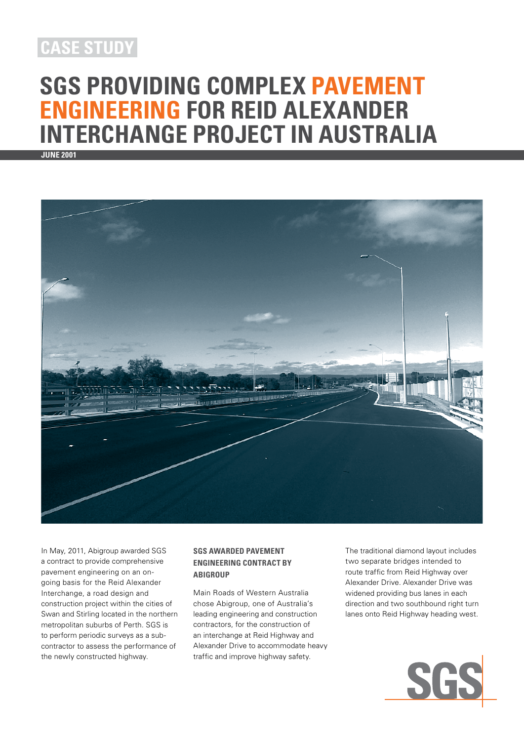CASE STUDY

# SGS PROVIDING COMPLEX PAVEMENT ENGINEERING FOR REID ALEXANDER INTERCHANGE PROJECT IN AUSTRALIA

**JUNE 2001**

In May, 2011, Abigroup awarded SGS a contract to provide comprehensive pavement engineering on an on-going basis for the Reid Alexander Interchange, a road design and construction project within the cities of Swan and Stirling located in the northern metropolitan suburbs of Perth. SGS is to perform periodic surveys as a sub-contractor to assess the performance of the newly constructed highway.

## SGS AWARDED PAVEMENT ENGINEERING CONTRACT BY ABIGROUP

Main Roads of Western Australia chose Abigroup, one of Australia's leading engineering and construction contractors, for the construction of an interchange at Reid Highway and Alexander Drive to accommodate heavy traffic and improve highway safety.

The traditional diamond layout includes two separate bridges intended to route traffic from Reid Highway over Alexander Drive. Alexander Drive was widened providing bus lanes in each direction and two southbound right turn lanes onto Reid Highway heading west.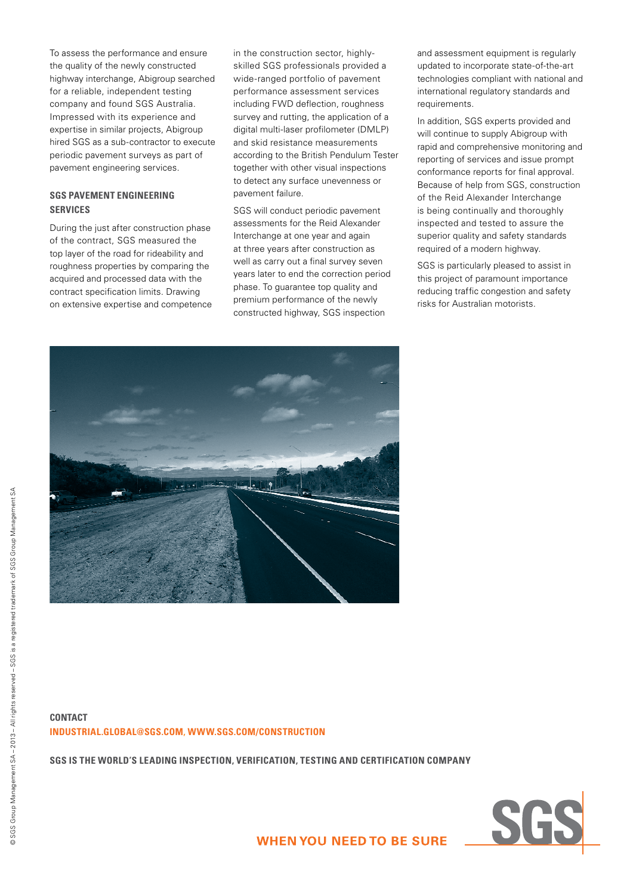To assess the performance and ensure the quality of the newly constructed highway interchange, Abigroup searched for a reliable, independent testing company and found SGS Australia. Impressed with its experience and expertise in similar projects, Abigroup hired SGS as a sub-contractor to execute periodic pavement surveys as part of pavement engineering services.

## SGS PAVEMENT ENGINEERING SERVICES

During the just after construction phase of the contract, SGS measured the top layer of the road for rideability and roughness properties by comparing the acquired and processed data with the contract specification limits. Drawing on extensive expertise and competence in the construction sector, highly-skilled SGS professionals provided a wide-ranged portfolio of pavement performance assessment services including FWD deflection, roughness survey and rutting, the application of a digital multi-laser profilometer (DMLP) and skid resistance measurements according to the British Pendulum Tester together with other visual inspections to detect any surface unevenness or pavement failure.

SGS will conduct periodic pavement assessments for the Reid Alexander Interchange at one year and again at three years after construction as well as carry out a final survey seven years later to end the correction period phase. To guarantee top quality and premium performance of the newly constructed highway, SGS inspection and assessment equipment is regularly updated to incorporate state-of-the-art technologies compliant with national and international regulatory standards and requirements.

In addition, SGS experts provided and will continue to supply Abigroup with rapid and comprehensive monitoring and reporting of services and issue prompt conformance reports for final approval. Because of help from SGS, construction of the Reid Alexander Interchange is being continually and thoroughly inspected and tested to assure the superior quality and safety standards required of a modern highway.

SGS is particularly pleased to assist in this project of paramount importance reducing traffic congestion and safety risks for Australian motorists.

**CONTACT**
**INDUSTRIAL.GLOBAL@SGS.COM, WWW.SGS.COM/CONSTRUCTION**

**SGS IS THE WORLD'S LEADING INSPECTION, VERIFICATION, TESTING AND CERTIFICATION COMPANY**

WHEN YOU NEED TO BE SURE

SGS

© SGS Group Management SA – 2013 – All rights reserved – SGS is a registered trademark of SGS Group Management SA